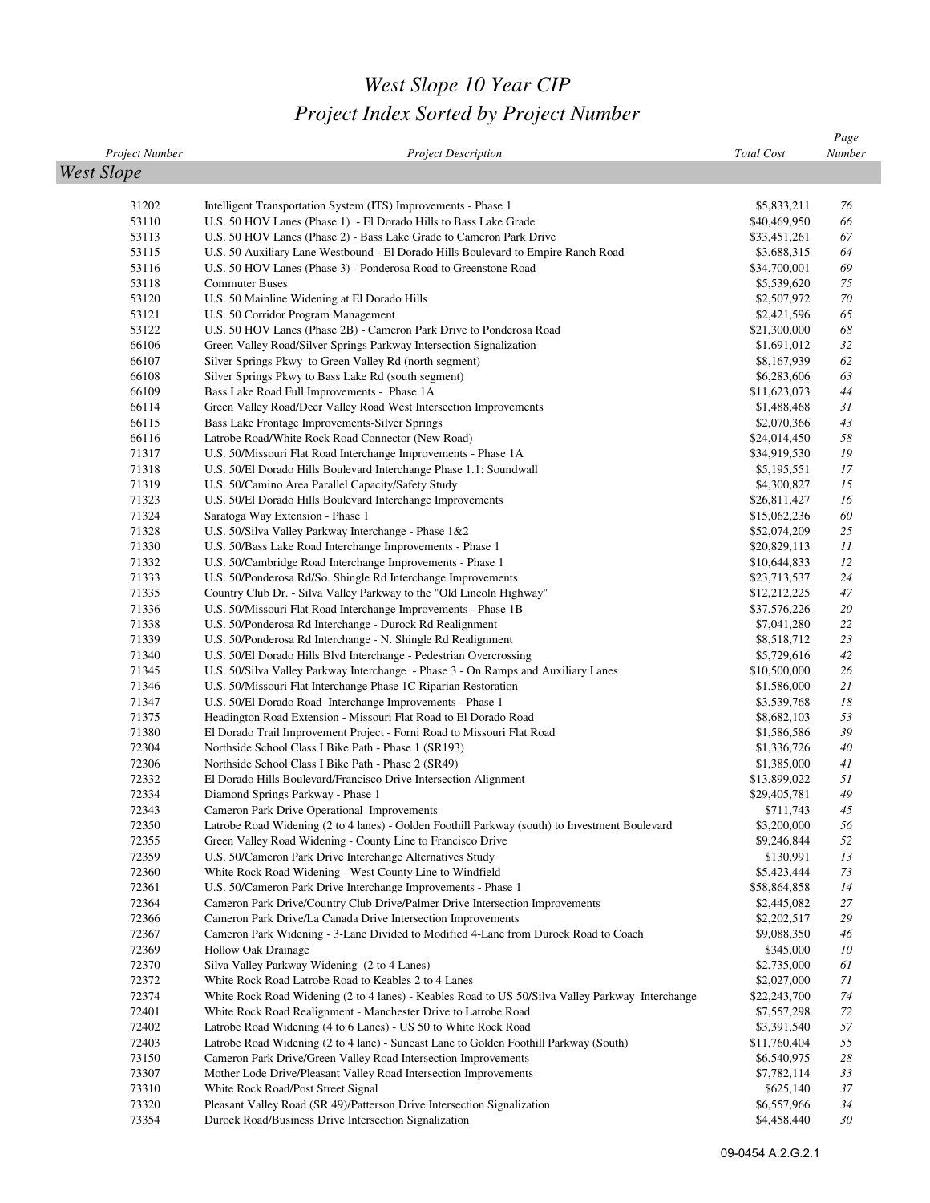# *West Slope 10 Year CIP*
# *Project Index Sorted by Project Number*

| Project Number | Project Description | Total Cost | Page Number |
|---|---|---|---|
| ***West Slope*** | | | |
| 31202 | Intelligent Transportation System (ITS) Improvements - Phase 1 | $5,833,211 | *76* |
| 53110 | U.S. 50 HOV Lanes (Phase 1) - El Dorado Hills to Bass Lake Grade | $40,469,950 | *66* |
| 53113 | U.S. 50 HOV Lanes (Phase 2) - Bass Lake Grade to Cameron Park Drive | $33,451,261 | *67* |
| 53115 | U.S. 50 Auxiliary Lane Westbound - El Dorado Hills Boulevard to Empire Ranch Road | $3,688,315 | *64* |
| 53116 | U.S. 50 HOV Lanes (Phase 3) - Ponderosa Road to Greenstone Road | $34,700,001 | *69* |
| 53118 | Commuter Buses | $5,539,620 | *75* |
| 53120 | U.S. 50 Mainline Widening at El Dorado Hills | $2,507,972 | *70* |
| 53121 | U.S. 50 Corridor Program Management | $2,421,596 | *65* |
| 53122 | U.S. 50 HOV Lanes (Phase 2B) - Cameron Park Drive to Ponderosa Road | $21,300,000 | *68* |
| 66106 | Green Valley Road/Silver Springs Parkway Intersection Signalization | $1,691,012 | *32* |
| 66107 | Silver Springs Pkwy to Green Valley Rd (north segment) | $8,167,939 | *62* |
| 66108 | Silver Springs Pkwy to Bass Lake Rd (south segment) | $6,283,606 | *63* |
| 66109 | Bass Lake Road Full Improvements - Phase 1A | $11,623,073 | *44* |
| 66114 | Green Valley Road/Deer Valley Road West Intersection Improvements | $1,488,468 | *31* |
| 66115 | Bass Lake Frontage Improvements-Silver Springs | $2,070,366 | *43* |
| 66116 | Latrobe Road/White Rock Road Connector (New Road) | $24,014,450 | *58* |
| 71317 | U.S. 50/Missouri Flat Road Interchange Improvements - Phase 1A | $34,919,530 | *19* |
| 71318 | U.S. 50/El Dorado Hills Boulevard Interchange Phase 1.1: Soundwall | $5,195,551 | *17* |
| 71319 | U.S. 50/Camino Area Parallel Capacity/Safety Study | $4,300,827 | *15* |
| 71323 | U.S. 50/El Dorado Hills Boulevard Interchange Improvements | $26,811,427 | *16* |
| 71324 | Saratoga Way Extension - Phase 1 | $15,062,236 | *60* |
| 71328 | U.S. 50/Silva Valley Parkway Interchange - Phase 1&2 | $52,074,209 | *25* |
| 71330 | U.S. 50/Bass Lake Road Interchange Improvements - Phase 1 | $20,829,113 | *11* |
| 71332 | U.S. 50/Cambridge Road Interchange Improvements - Phase 1 | $10,644,833 | *12* |
| 71333 | U.S. 50/Ponderosa Rd/So. Shingle Rd Interchange Improvements | $23,713,537 | *24* |
| 71335 | Country Club Dr. - Silva Valley Parkway to the "Old Lincoln Highway" | $12,212,225 | *47* |
| 71336 | U.S. 50/Missouri Flat Road Interchange Improvements - Phase 1B | $37,576,226 | *20* |
| 71338 | U.S. 50/Ponderosa Rd Interchange - Durock Rd Realignment | $7,041,280 | *22* |
| 71339 | U.S. 50/Ponderosa Rd Interchange - N. Shingle Rd Realignment | $8,518,712 | *23* |
| 71340 | U.S. 50/El Dorado Hills Blvd Interchange - Pedestrian Overcrossing | $5,729,616 | *42* |
| 71345 | U.S. 50/Silva Valley Parkway Interchange - Phase 3 - On Ramps and Auxiliary Lanes | $10,500,000 | *26* |
| 71346 | U.S. 50/Missouri Flat Interchange Phase 1C Riparian Restoration | $1,586,000 | *21* |
| 71347 | U.S. 50/El Dorado Road Interchange Improvements - Phase 1 | $3,539,768 | *18* |
| 71375 | Headington Road Extension - Missouri Flat Road to El Dorado Road | $8,682,103 | *53* |
| 71380 | El Dorado Trail Improvement Project - Forni Road to Missouri Flat Road | $1,586,586 | *39* |
| 72304 | Northside School Class I Bike Path - Phase 1 (SR193) | $1,336,726 | *40* |
| 72306 | Northside School Class I Bike Path - Phase 2 (SR49) | $1,385,000 | *41* |
| 72332 | El Dorado Hills Boulevard/Francisco Drive Intersection Alignment | $13,899,022 | *51* |
| 72334 | Diamond Springs Parkway - Phase 1 | $29,405,781 | *49* |
| 72343 | Cameron Park Drive Operational Improvements | $711,743 | *45* |
| 72350 | Latrobe Road Widening (2 to 4 lanes) - Golden Foothill Parkway (south) to Investment Boulevard | $3,200,000 | *56* |
| 72355 | Green Valley Road Widening - County Line to Francisco Drive | $9,246,844 | *52* |
| 72359 | U.S. 50/Cameron Park Drive Interchange Alternatives Study | $130,991 | *13* |
| 72360 | White Rock Road Widening - West County Line to Windfield | $5,423,444 | *73* |
| 72361 | U.S. 50/Cameron Park Drive Interchange Improvements - Phase 1 | $58,864,858 | *14* |
| 72364 | Cameron Park Drive/Country Club Drive/Palmer Drive Intersection Improvements | $2,445,082 | *27* |
| 72366 | Cameron Park Drive/La Canada Drive Intersection Improvements | $2,202,517 | *29* |
| 72367 | Cameron Park Widening - 3-Lane Divided to Modified 4-Lane from Durock Road to Coach | $9,088,350 | *46* |
| 72369 | Hollow Oak Drainage | $345,000 | *10* |
| 72370 | Silva Valley Parkway Widening (2 to 4 Lanes) | $2,735,000 | *61* |
| 72372 | White Rock Road Latrobe Road to Keables 2 to 4 Lanes | $2,027,000 | *71* |
| 72374 | White Rock Road Widening (2 to 4 lanes) - Keables Road to US 50/Silva Valley Parkway Interchange | $22,243,700 | *74* |
| 72401 | White Rock Road Realignment - Manchester Drive to Latrobe Road | $7,557,298 | *72* |
| 72402 | Latrobe Road Widening (4 to 6 Lanes) - US 50 to White Rock Road | $3,391,540 | *57* |
| 72403 | Latrobe Road Widening (2 to 4 lane) - Suncast Lane to Golden Foothill Parkway (South) | $11,760,404 | *55* |
| 73150 | Cameron Park Drive/Green Valley Road Intersection Improvements | $6,540,975 | *28* |
| 73307 | Mother Lode Drive/Pleasant Valley Road Intersection Improvements | $7,782,114 | *33* |
| 73310 | White Rock Road/Post Street Signal | $625,140 | *37* |
| 73320 | Pleasant Valley Road (SR 49)/Patterson Drive Intersection Signalization | $6,557,966 | *34* |
| 73354 | Durock Road/Business Drive Intersection Signalization | $4,458,440 | *30* |

09-0454 A.2.G.2.1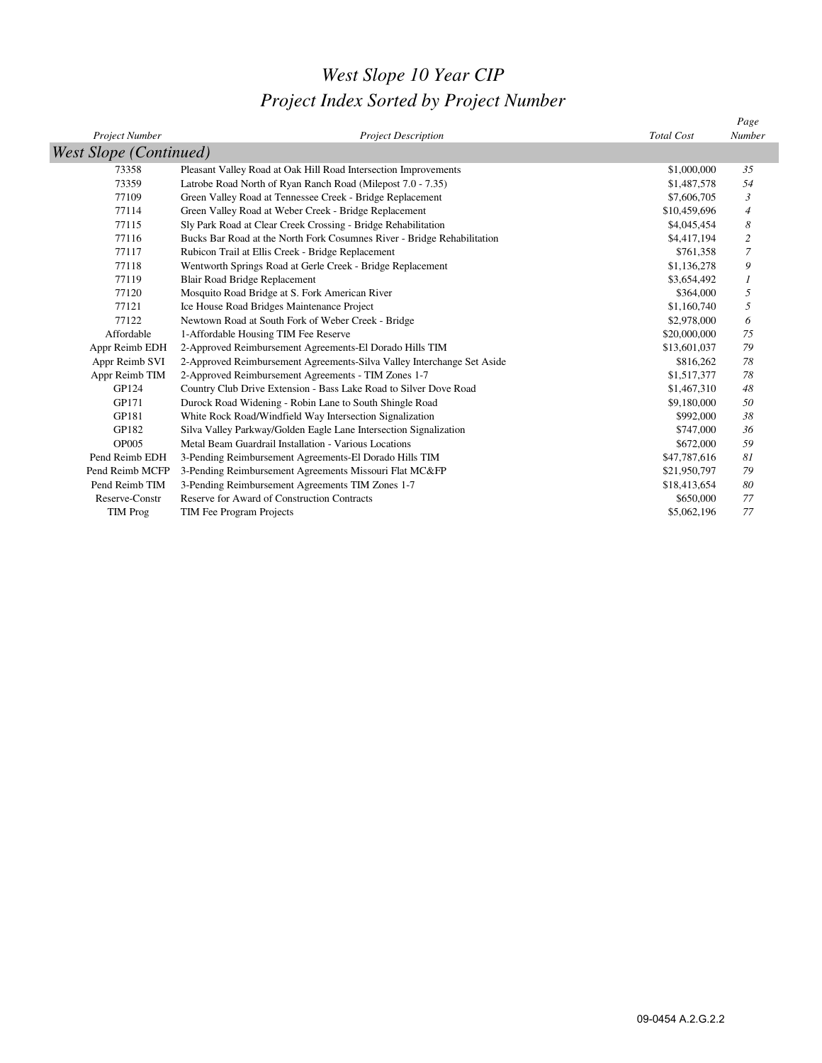# West Slope 10 Year CIP
## Project Index Sorted by Project Number

| Project Number | Project Description | Total Cost | Page Number |
|---|---|---|---|
| **West Slope (Continued)** | | | |
| 73358 | Pleasant Valley Road at Oak Hill Road Intersection Improvements | $1,000,000 | 35 |
| 73359 | Latrobe Road North of Ryan Ranch Road (Milepost 7.0 - 7.35) | $1,487,578 | 54 |
| 77109 | Green Valley Road at Tennessee Creek - Bridge Replacement | $7,606,705 | 3 |
| 77114 | Green Valley Road at Weber Creek - Bridge Replacement | $10,459,696 | 4 |
| 77115 | Sly Park Road at Clear Creek Crossing - Bridge Rehabilitation | $4,045,454 | 8 |
| 77116 | Bucks Bar Road at the North Fork Cosumnes River - Bridge Rehabilitation | $4,417,194 | 2 |
| 77117 | Rubicon Trail at Ellis Creek - Bridge Replacement | $761,358 | 7 |
| 77118 | Wentworth Springs Road at Gerle Creek - Bridge Replacement | $1,136,278 | 9 |
| 77119 | Blair Road Bridge Replacement | $3,654,492 | 1 |
| 77120 | Mosquito Road Bridge at S. Fork American River | $364,000 | 5 |
| 77121 | Ice House Road Bridges Maintenance Project | $1,160,740 | 5 |
| 77122 | Newtown Road at South Fork of Weber Creek - Bridge | $2,978,000 | 6 |
| Affordable | 1-Affordable Housing TIM Fee Reserve | $20,000,000 | 75 |
| Appr Reimb EDH | 2-Approved Reimbursement Agreements-El Dorado Hills TIM | $13,601,037 | 79 |
| Appr Reimb SVI | 2-Approved Reimbursement Agreements-Silva Valley Interchange Set Aside | $816,262 | 78 |
| Appr Reimb TIM | 2-Approved Reimbursement Agreements - TIM Zones 1-7 | $1,517,377 | 78 |
| GP124 | Country Club Drive Extension - Bass Lake Road to Silver Dove Road | $1,467,310 | 48 |
| GP171 | Durock Road Widening - Robin Lane to South Shingle Road | $9,180,000 | 50 |
| GP181 | White Rock Road/Windfield Way Intersection Signalization | $992,000 | 38 |
| GP182 | Silva Valley Parkway/Golden Eagle Lane Intersection Signalization | $747,000 | 36 |
| OP005 | Metal Beam Guardrail Installation - Various Locations | $672,000 | 59 |
| Pend Reimb EDH | 3-Pending Reimbursement Agreements-El Dorado Hills TIM | $47,787,616 | 81 |
| Pend Reimb MCFP | 3-Pending Reimbursement Agreements Missouri Flat MC&FP | $21,950,797 | 79 |
| Pend Reimb TIM | 3-Pending Reimbursement Agreements TIM Zones 1-7 | $18,413,654 | 80 |
| Reserve-Constr | Reserve for Award of Construction Contracts | $650,000 | 77 |
| TIM Prog | TIM Fee Program Projects | $5,062,196 | 77 |

09-0454 A.2.G.2.2